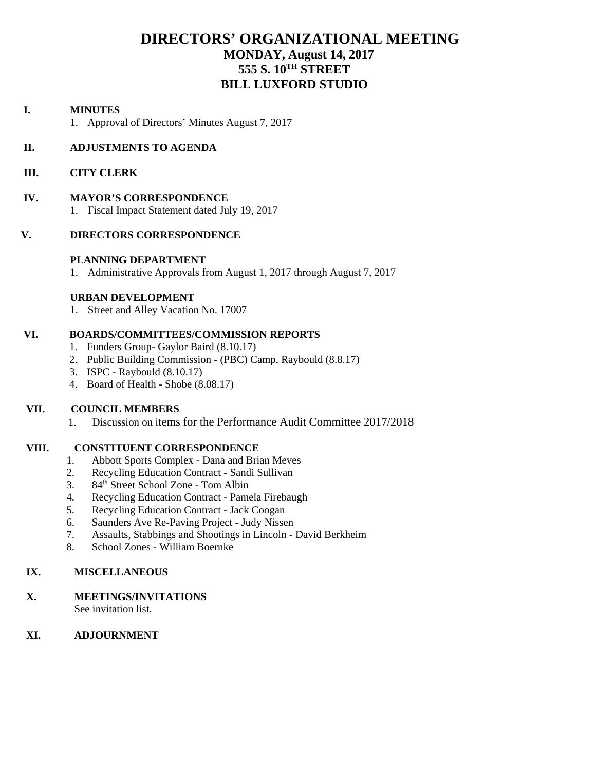# DIRECTORS' ORGANIZATIONAL MEETING

## MONDAY, August 14, 2017
## 555 S. 10TH STREET
## BILL LUXFORD STUDIO

**I. MINUTES**

1. Approval of Directors' Minutes August 7, 2017

**II. ADJUSTMENTS TO AGENDA**

**III. CITY CLERK**

**IV. MAYOR'S CORRESPONDENCE**

1. Fiscal Impact Statement dated July 19, 2017

**V. DIRECTORS CORRESPONDENCE**

**PLANNING DEPARTMENT**

1. Administrative Approvals from August 1, 2017 through August 7, 2017

**URBAN DEVELOPMENT**

1. Street and Alley Vacation No. 17007

**VI. BOARDS/COMMITTEES/COMMISSION REPORTS**

1. Funders Group- Gaylor Baird (8.10.17)
2. Public Building Commission - (PBC) Camp, Raybould (8.8.17)
3. ISPC - Raybould (8.10.17)
4. Board of Health - Shobe (8.08.17)

**VII. COUNCIL MEMBERS**

1. Discussion on items for the Performance Audit Committee 2017/2018

**VIII. CONSTITUENT CORRESPONDENCE**

1. Abbott Sports Complex - Dana and Brian Meves
2. Recycling Education Contract - Sandi Sullivan
3. 84th Street School Zone - Tom Albin
4. Recycling Education Contract - Pamela Firebaugh
5. Recycling Education Contract - Jack Coogan
6. Saunders Ave Re-Paving Project - Judy Nissen
7. Assaults, Stabbings and Shootings in Lincoln - David Berkheim
8. School Zones - William Boernke

**IX. MISCELLANEOUS**

**X. MEETINGS/INVITATIONS**

See invitation list.

**XI. ADJOURNMENT**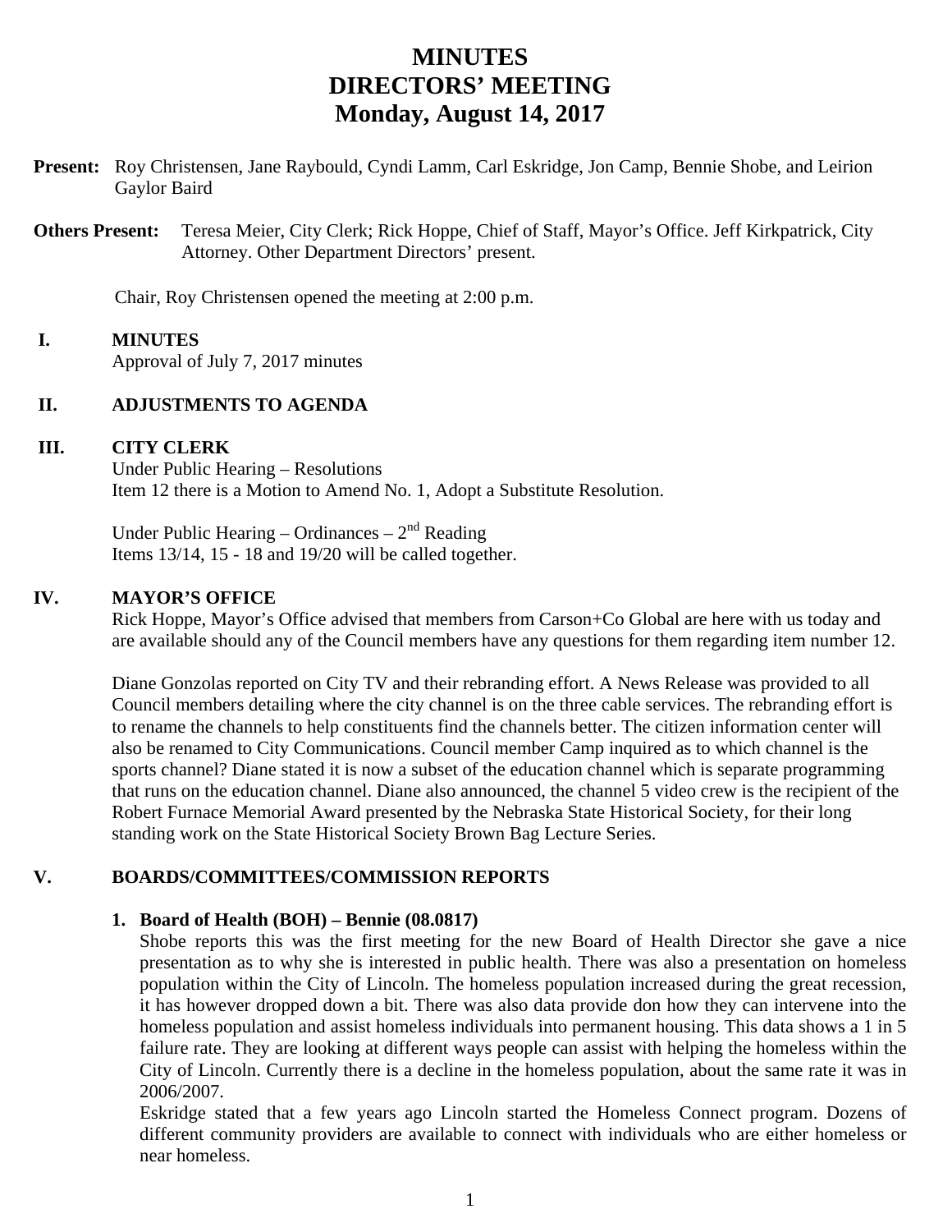# MINUTES
# DIRECTORS' MEETING
# Monday, August 14, 2017

**Present:** Roy Christensen, Jane Raybould, Cyndi Lamm, Carl Eskridge, Jon Camp, Bennie Shobe, and Leirion Gaylor Baird

**Others Present:** Teresa Meier, City Clerk; Rick Hoppe, Chief of Staff, Mayor's Office. Jeff Kirkpatrick, City Attorney. Other Department Directors' present.

Chair, Roy Christensen opened the meeting at 2:00 p.m.

## I. MINUTES

Approval of July 7, 2017 minutes

## II. ADJUSTMENTS TO AGENDA

## III. CITY CLERK

Under Public Hearing – Resolutions
Item 12 there is a Motion to Amend No. 1, Adopt a Substitute Resolution.

Under Public Hearing – Ordinances – 2nd Reading
Items 13/14, 15 - 18 and 19/20 will be called together.

## IV. MAYOR'S OFFICE

Rick Hoppe, Mayor's Office advised that members from Carson+Co Global are here with us today and are available should any of the Council members have any questions for them regarding item number 12.

Diane Gonzolas reported on City TV and their rebranding effort. A News Release was provided to all Council members detailing where the city channel is on the three cable services. The rebranding effort is to rename the channels to help constituents find the channels better. The citizen information center will also be renamed to City Communications. Council member Camp inquired as to which channel is the sports channel? Diane stated it is now a subset of the education channel which is separate programming that runs on the education channel. Diane also announced, the channel 5 video crew is the recipient of the Robert Furnace Memorial Award presented by the Nebraska State Historical Society, for their long standing work on the State Historical Society Brown Bag Lecture Series.

## V. BOARDS/COMMITTEES/COMMISSION REPORTS

1. **Board of Health (BOH) – Bennie (08.0817)**

   Shobe reports this was the first meeting for the new Board of Health Director she gave a nice presentation as to why she is interested in public health. There was also a presentation on homeless population within the City of Lincoln. The homeless population increased during the great recession, it has however dropped down a bit. There was also data provide don how they can intervene into the homeless population and assist homeless individuals into permanent housing. This data shows a 1 in 5 failure rate. They are looking at different ways people can assist with helping the homeless within the City of Lincoln. Currently there is a decline in the homeless population, about the same rate it was in 2006/2007.

   Eskridge stated that a few years ago Lincoln started the Homeless Connect program. Dozens of different community providers are available to connect with individuals who are either homeless or near homeless.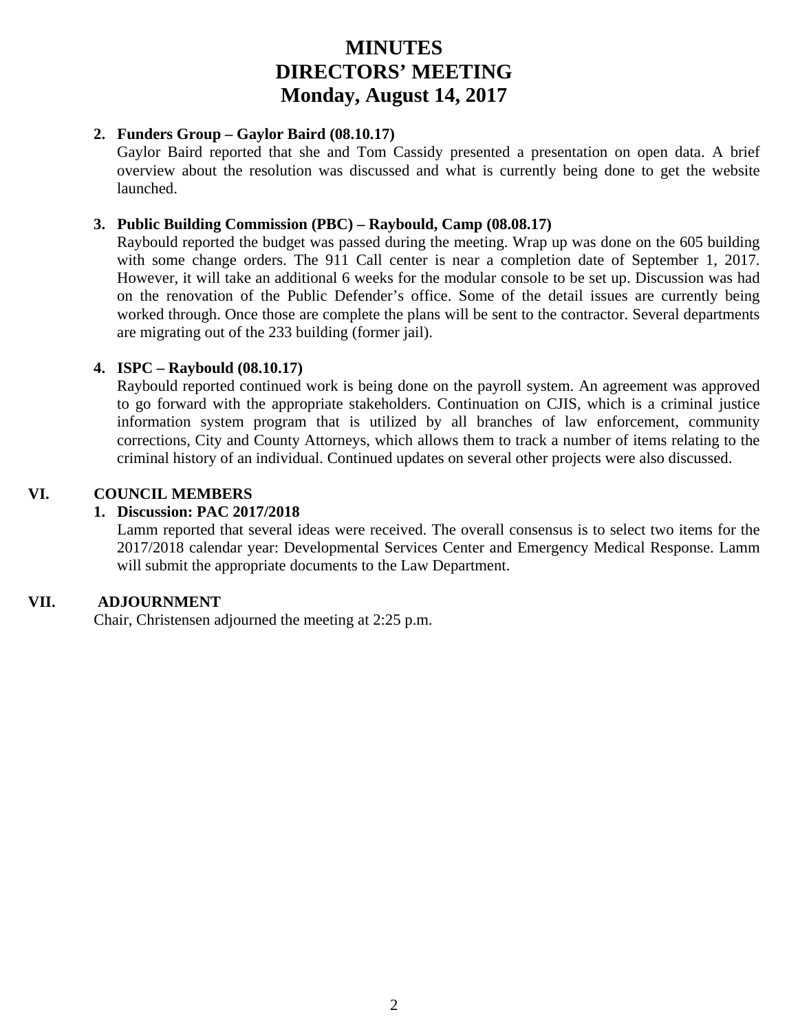# MINUTES
# DIRECTORS' MEETING
# Monday, August 14, 2017

2. **Funders Group – Gaylor Baird (08.10.17)**
   Gaylor Baird reported that she and Tom Cassidy presented a presentation on open data. A brief overview about the resolution was discussed and what is currently being done to get the website launched.

3. **Public Building Commission (PBC) – Raybould, Camp (08.08.17)**
   Raybould reported the budget was passed during the meeting. Wrap up was done on the 605 building with some change orders. The 911 Call center is near a completion date of September 1, 2017. However, it will take an additional 6 weeks for the modular console to be set up. Discussion was had on the renovation of the Public Defender's office. Some of the detail issues are currently being worked through. Once those are complete the plans will be sent to the contractor. Several departments are migrating out of the 233 building (former jail).

4. **ISPC – Raybould (08.10.17)**
   Raybould reported continued work is being done on the payroll system. An agreement was approved to go forward with the appropriate stakeholders. Continuation on CJIS, which is a criminal justice information system program that is utilized by all branches of law enforcement, community corrections, City and County Attorneys, which allows them to track a number of items relating to the criminal history of an individual. Continued updates on several other projects were also discussed.

## VI. COUNCIL MEMBERS

1. **Discussion: PAC 2017/2018**
   Lamm reported that several ideas were received. The overall consensus is to select two items for the 2017/2018 calendar year: Developmental Services Center and Emergency Medical Response. Lamm will submit the appropriate documents to the Law Department.

## VII. ADJOURNMENT

Chair, Christensen adjourned the meeting at 2:25 p.m.